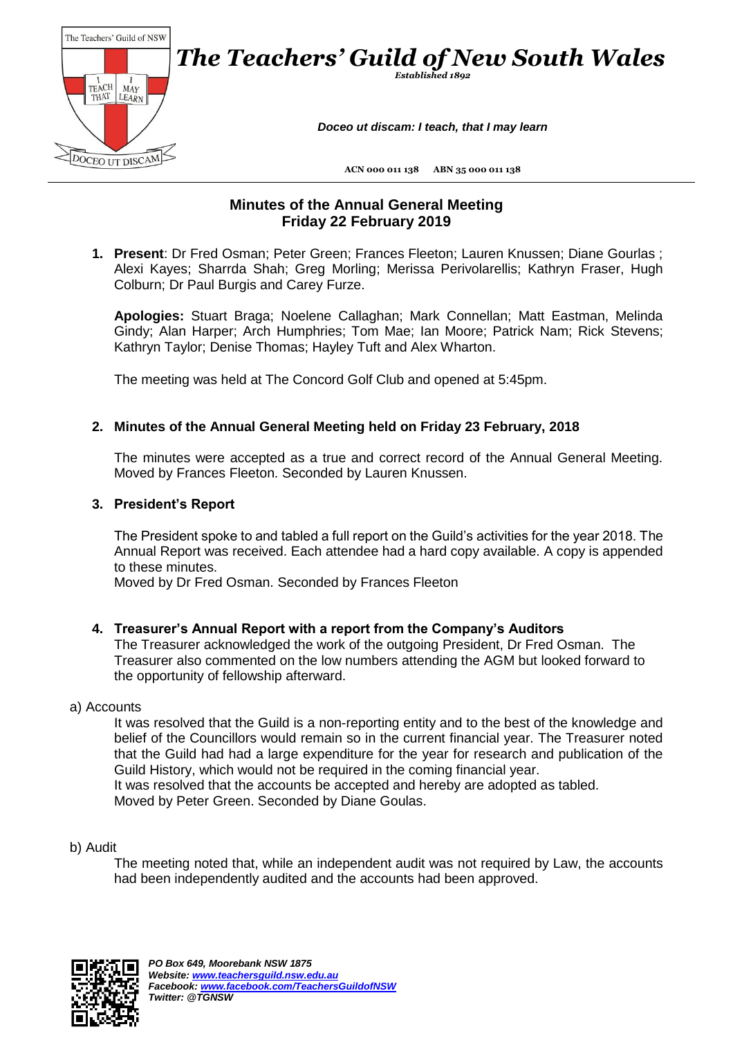# The Teachers' Guild of New South Wales

*Established 1892*

***Doceo ut discam: I teach, that I may learn***

ACN 000 011 138 ABN 35 000 011 138

## Minutes of the Annual General Meeting
## Friday 22 February 2019

1. **Present**: Dr Fred Osman; Peter Green; Frances Fleeton; Lauren Knussen; Diane Gourlas ; Alexi Kayes; Sharrda Shah; Greg Morling; Merissa Perivolarellis; Kathryn Fraser, Hugh Colburn; Dr Paul Burgis and Carey Furze.

   **Apologies:** Stuart Braga; Noelene Callaghan; Mark Connellan; Matt Eastman, Melinda Gindy; Alan Harper; Arch Humphries; Tom Mae; Ian Moore; Patrick Nam; Rick Stevens; Kathryn Taylor; Denise Thomas; Hayley Tuft and Alex Wharton.

   The meeting was held at The Concord Golf Club and opened at 5:45pm.

2. **Minutes of the Annual General Meeting held on Friday 23 February, 2018**

   The minutes were accepted as a true and correct record of the Annual General Meeting. Moved by Frances Fleeton. Seconded by Lauren Knussen.

3. **President's Report**

   The President spoke to and tabled a full report on the Guild's activities for the year 2018. The Annual Report was received. Each attendee had a hard copy available. A copy is appended to these minutes.
   Moved by Dr Fred Osman. Seconded by Frances Fleeton

4. **Treasurer's Annual Report with a report from the Company's Auditors**
   The Treasurer acknowledged the work of the outgoing President, Dr Fred Osman. The Treasurer also commented on the low numbers attending the AGM but looked forward to the opportunity of fellowship afterward.

a) Accounts

   It was resolved that the Guild is a non-reporting entity and to the best of the knowledge and belief of the Councillors would remain so in the current financial year. The Treasurer noted that the Guild had had a large expenditure for the year for research and publication of the Guild History, which would not be required in the coming financial year.
   It was resolved that the accounts be accepted and hereby are adopted as tabled.
   Moved by Peter Green. Seconded by Diane Goulas.

b) Audit

   The meeting noted that, while an independent audit was not required by Law, the accounts had been independently audited and the accounts had been approved.

*PO Box 649, Moorebank NSW 1875*
*Website: www.teachersguild.nsw.edu.au*
*Facebook: www.facebook.com/TeachersGuildofNSW*
*Twitter: @TGNSW*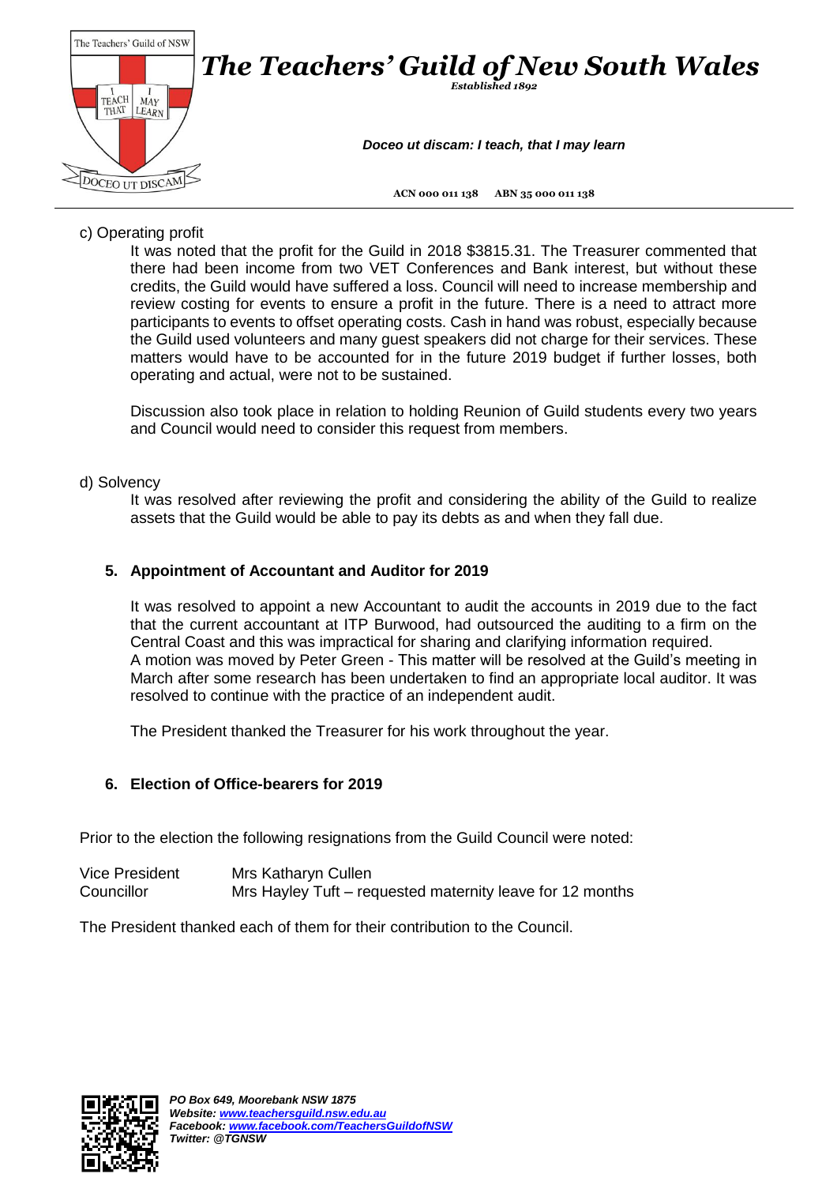c) Operating profit

It was noted that the profit for the Guild in 2018 $3815.31. The Treasurer commented that there had been income from two VET Conferences and Bank interest, but without these credits, the Guild would have suffered a loss. Council will need to increase membership and review costing for events to ensure a profit in the future. There is a need to attract more participants to events to offset operating costs. Cash in hand was robust, especially because the Guild used volunteers and many guest speakers did not charge for their services. These matters would have to be accounted for in the future 2019 budget if further losses, both operating and actual, were not to be sustained.

Discussion also took place in relation to holding Reunion of Guild students every two years and Council would need to consider this request from members.

d) Solvency

It was resolved after reviewing the profit and considering the ability of the Guild to realize assets that the Guild would be able to pay its debts as and when they fall due.

### 5. Appointment of Accountant and Auditor for 2019

It was resolved to appoint a new Accountant to audit the accounts in 2019 due to the fact that the current accountant at ITP Burwood, had outsourced the auditing to a firm on the Central Coast and this was impractical for sharing and clarifying information required.
A motion was moved by Peter Green - This matter will be resolved at the Guild's meeting in March after some research has been undertaken to find an appropriate local auditor. It was resolved to continue with the practice of an independent audit.

The President thanked the Treasurer for his work throughout the year.

### 6. Election of Office-bearers for 2019

Prior to the election the following resignations from the Guild Council were noted:

| | |
|---|---|
| Vice President | Mrs Katharyn Cullen |
| Councillor | Mrs Hayley Tuft – requested maternity leave for 12 months |

The President thanked each of them for their contribution to the Council.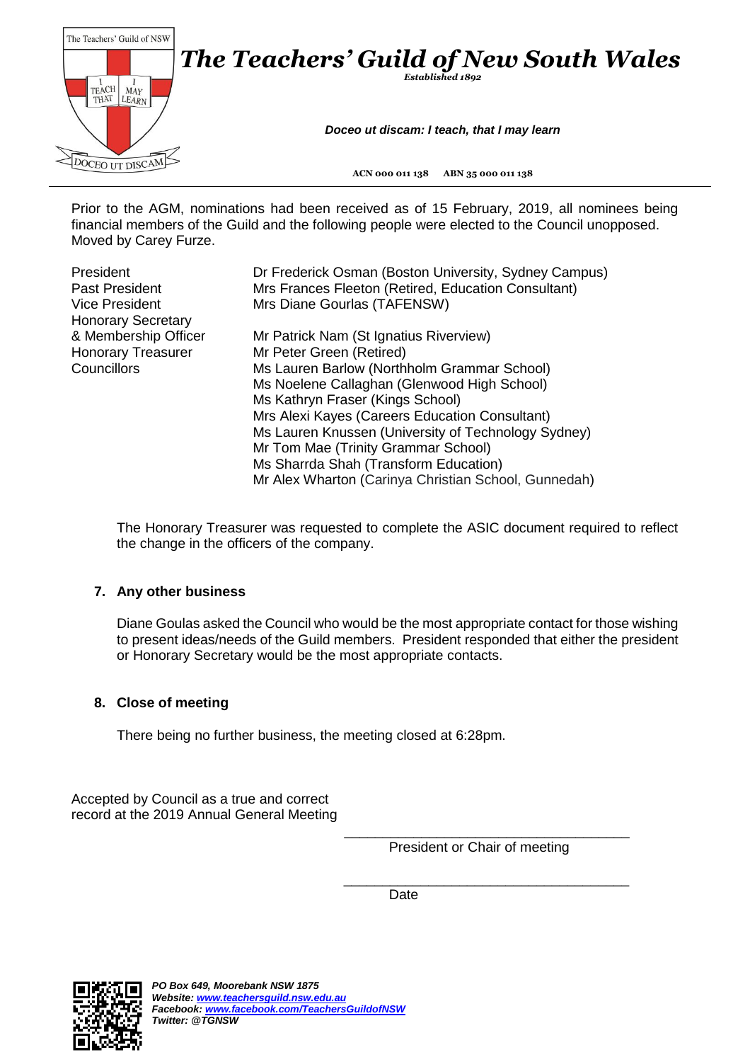Prior to the AGM, nominations had been received as of 15 February, 2019, all nominees being financial members of the Guild and the following people were elected to the Council unopposed. Moved by Carey Furze.

| | |
|---|---|
| President | Dr Frederick Osman (Boston University, Sydney Campus) |
| Past President | Mrs Frances Fleeton (Retired, Education Consultant) |
| Vice President | Mrs Diane Gourlas (TAFENSW) |
| Honorary Secretary & Membership Officer | Mr Patrick Nam (St Ignatius Riverview) |
| Honorary Treasurer | Mr Peter Green (Retired) |
| Councillors | Ms Lauren Barlow (Northholm Grammar School) |
| | Ms Noelene Callaghan (Glenwood High School) |
| | Ms Kathryn Fraser (Kings School) |
| | Mrs Alexi Kayes (Careers Education Consultant) |
| | Ms Lauren Knussen (University of Technology Sydney) |
| | Mr Tom Mae (Trinity Grammar School) |
| | Ms Sharrda Shah (Transform Education) |
| | Mr Alex Wharton (Carinya Christian School, Gunnedah) |

The Honorary Treasurer was requested to complete the ASIC document required to reflect the change in the officers of the company.

**7. Any other business**

Diane Goulas asked the Council who would be the most appropriate contact for those wishing to present ideas/needs of the Guild members. President responded that either the president or Honorary Secretary would be the most appropriate contacts.

**8. Close of meeting**

There being no further business, the meeting closed at 6:28pm.

Accepted by Council as a true and correct record at the 2019 Annual General Meeting

\_\_\_\_\_\_\_\_\_\_\_\_\_\_\_\_\_\_\_\_\_\_\_\_\_\_\_\_\_\_\_\_\_\_\_\_

President or Chair of meeting

\_\_\_\_\_\_\_\_\_\_\_\_\_\_\_\_\_\_\_\_\_\_\_\_\_\_\_\_\_\_\_\_\_\_\_\_

Date